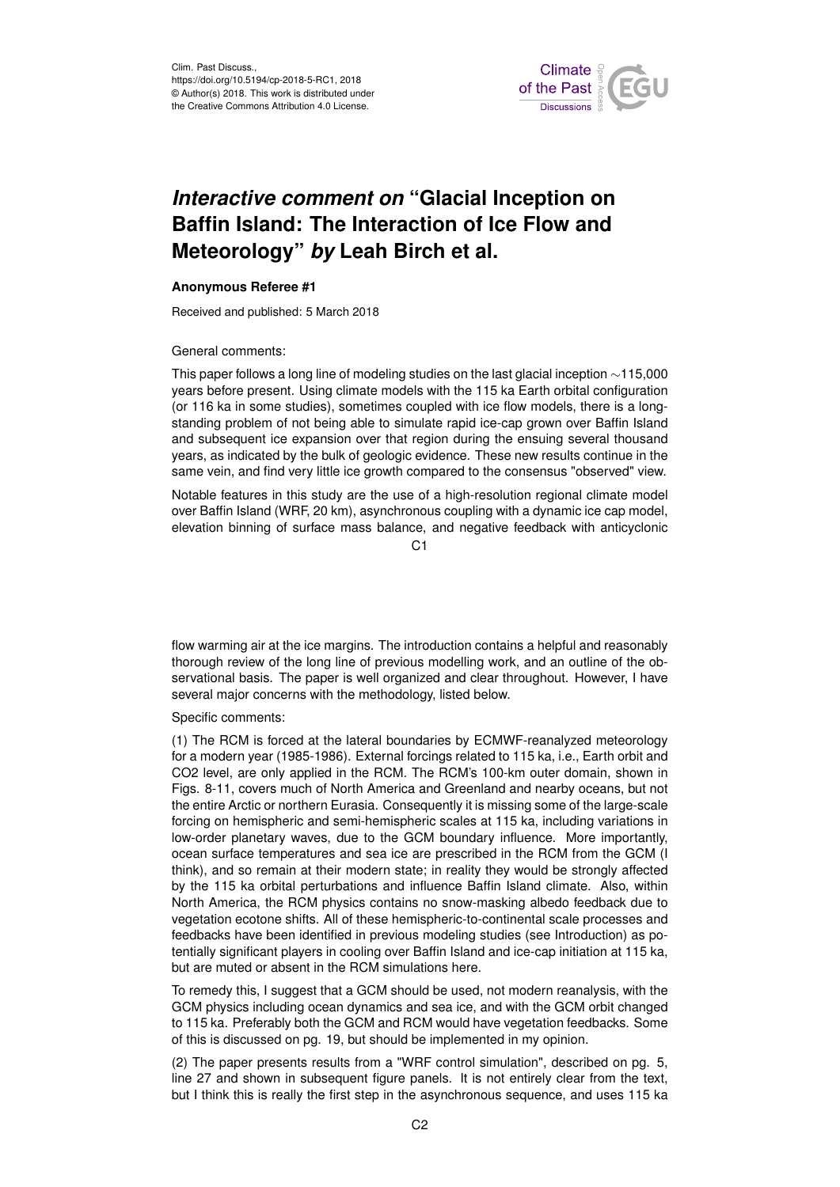# *Interactive comment on* "Glacial Inception on Baffin Island: The Interaction of Ice Flow and Meteorology" *by* Leah Birch et al.

**Anonymous Referee #1**

Received and published: 5 March 2018

General comments:

This paper follows a long line of modeling studies on the last glacial inception ∼115,000 years before present. Using climate models with the 115 ka Earth orbital configuration (or 116 ka in some studies), sometimes coupled with ice flow models, there is a long-standing problem of not being able to simulate rapid ice-cap grown over Baffin Island and subsequent ice expansion over that region during the ensuing several thousand years, as indicated by the bulk of geologic evidence. These new results continue in the same vein, and find very little ice growth compared to the consensus "observed" view.

Notable features in this study are the use of a high-resolution regional climate model over Baffin Island (WRF, 20 km), asynchronous coupling with a dynamic ice cap model, elevation binning of surface mass balance, and negative feedback with anticyclonic flow warming air at the ice margins. The introduction contains a helpful and reasonably thorough review of the long line of previous modelling work, and an outline of the observational basis. The paper is well organized and clear throughout. However, I have several major concerns with the methodology, listed below.

Specific comments:

(1) The RCM is forced at the lateral boundaries by ECMWF-reanalyzed meteorology for a modern year (1985-1986). External forcings related to 115 ka, i.e., Earth orbit and $CO_2$ level, are only applied in the RCM. The RCM's 100-km outer domain, shown in Figs. 8-11, covers much of North America and Greenland and nearby oceans, but not the entire Arctic or northern Eurasia. Consequently it is missing some of the large-scale forcing on hemispheric and semi-hemispheric scales at 115 ka, including variations in low-order planetary waves, due to the GCM boundary influence. More importantly, ocean surface temperatures and sea ice are prescribed in the RCM from the GCM (I think), and so remain at their modern state; in reality they would be strongly affected by the 115 ka orbital perturbations and influence Baffin Island climate. Also, within North America, the RCM physics contains no snow-masking albedo feedback due to vegetation ecotone shifts. All of these hemispheric-to-continental scale processes and feedbacks have been identified in previous modeling studies (see Introduction) as potentially significant players in cooling over Baffin Island and ice-cap initiation at 115 ka, but are muted or absent in the RCM simulations here.

To remedy this, I suggest that a GCM should be used, not modern reanalysis, with the GCM physics including ocean dynamics and sea ice, and with the GCM orbit changed to 115 ka. Preferably both the GCM and RCM would have vegetation feedbacks. Some of this is discussed on pg. 19, but should be implemented in my opinion.

(2) The paper presents results from a "WRF control simulation", described on pg. 5, line 27 and shown in subsequent figure panels. It is not entirely clear from the text, but I think this is really the first step in the asynchronous sequence, and uses 115 ka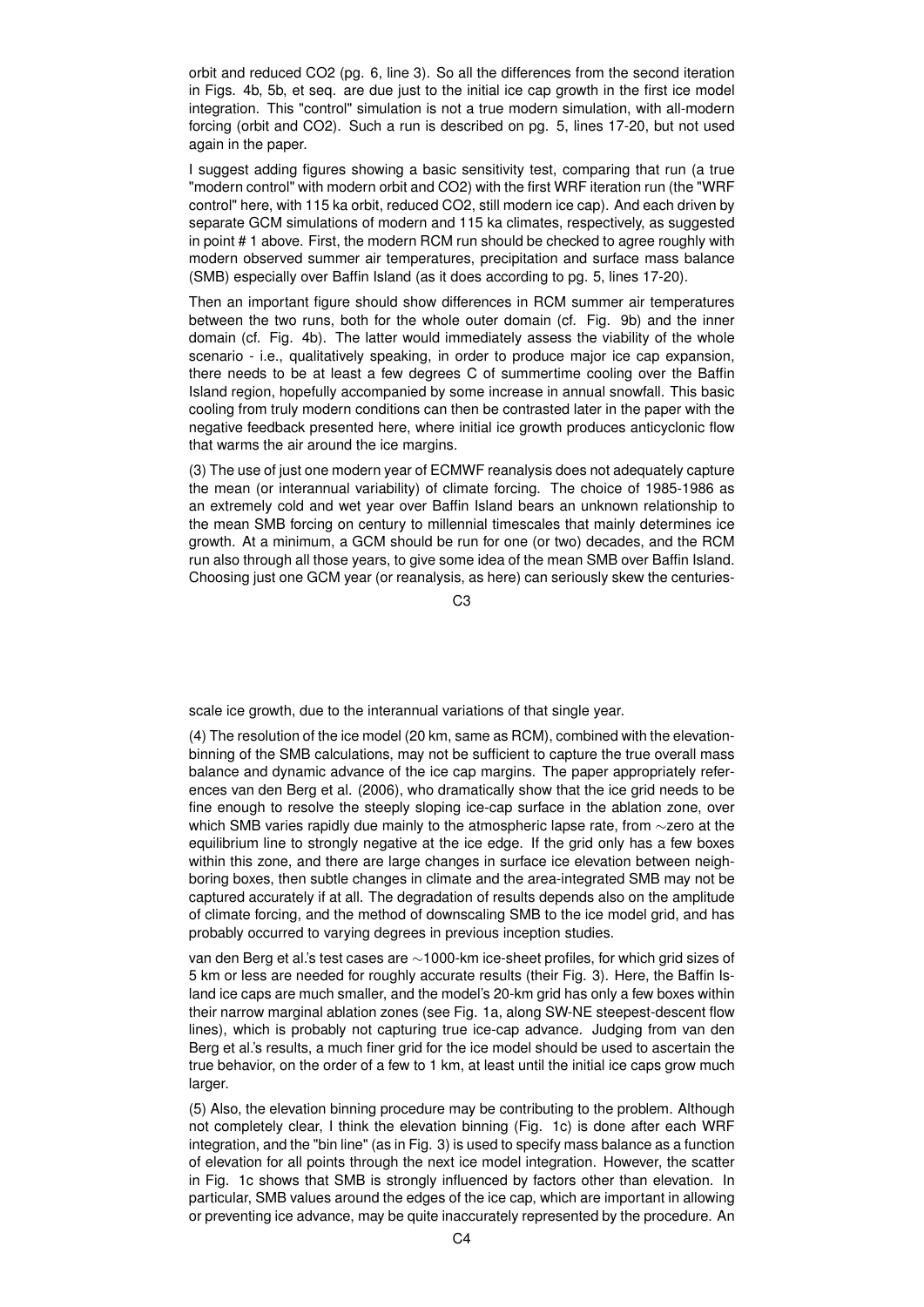orbit and reduced CO2 (pg. 6, line 3). So all the differences from the second iteration in Figs. 4b, 5b, et seq. are due just to the initial ice cap growth in the first ice model integration. This "control" simulation is not a true modern simulation, with all-modern forcing (orbit and CO2). Such a run is described on pg. 5, lines 17-20, but not used again in the paper.

I suggest adding figures showing a basic sensitivity test, comparing that run (a true "modern control" with modern orbit and CO2) with the first WRF iteration run (the "WRF control" here, with 115 ka orbit, reduced CO2, still modern ice cap). And each driven by separate GCM simulations of modern and 115 ka climates, respectively, as suggested in point # 1 above. First, the modern RCM run should be checked to agree roughly with modern observed summer air temperatures, precipitation and surface mass balance (SMB) especially over Baffin Island (as it does according to pg. 5, lines 17-20).

Then an important figure should show differences in RCM summer air temperatures between the two runs, both for the whole outer domain (cf. Fig. 9b) and the inner domain (cf. Fig. 4b). The latter would immediately assess the viability of the whole scenario - i.e., qualitatively speaking, in order to produce major ice cap expansion, there needs to be at least a few degrees C of summertime cooling over the Baffin Island region, hopefully accompanied by some increase in annual snowfall. This basic cooling from truly modern conditions can then be contrasted later in the paper with the negative feedback presented here, where initial ice growth produces anticyclonic flow that warms the air around the ice margins.

(3) The use of just one modern year of ECMWF reanalysis does not adequately capture the mean (or interannual variability) of climate forcing. The choice of 1985-1986 as an extremely cold and wet year over Baffin Island bears an unknown relationship to the mean SMB forcing on century to millennial timescales that mainly determines ice growth. At a minimum, a GCM should be run for one (or two) decades, and the RCM run also through all those years, to give some idea of the mean SMB over Baffin Island. Choosing just one GCM year (or reanalysis, as here) can seriously skew the centuries-scale ice growth, due to the interannual variations of that single year.

(4) The resolution of the ice model (20 km, same as RCM), combined with the elevation-binning of the SMB calculations, may not be sufficient to capture the true overall mass balance and dynamic advance of the ice cap margins. The paper appropriately references van den Berg et al. (2006), who dramatically show that the ice grid needs to be fine enough to resolve the steeply sloping ice-cap surface in the ablation zone, over which SMB varies rapidly due mainly to the atmospheric lapse rate, from ∼zero at the equilibrium line to strongly negative at the ice edge. If the grid only has a few boxes within this zone, and there are large changes in surface ice elevation between neighboring boxes, then subtle changes in climate and the area-integrated SMB may not be captured accurately if at all. The degradation of results depends also on the amplitude of climate forcing, and the method of downscaling SMB to the ice model grid, and has probably occurred to varying degrees in previous inception studies.

van den Berg et al.'s test cases are ∼1000-km ice-sheet profiles, for which grid sizes of 5 km or less are needed for roughly accurate results (their Fig. 3). Here, the Baffin Island ice caps are much smaller, and the model's 20-km grid has only a few boxes within their narrow marginal ablation zones (see Fig. 1a, along SW-NE steepest-descent flow lines), which is probably not capturing true ice-cap advance. Judging from van den Berg et al.'s results, a much finer grid for the ice model should be used to ascertain the true behavior, on the order of a few to 1 km, at least until the initial ice caps grow much larger.

(5) Also, the elevation binning procedure may be contributing to the problem. Although not completely clear, I think the elevation binning (Fig. 1c) is done after each WRF integration, and the "bin line" (as in Fig. 3) is used to specify mass balance as a function of elevation for all points through the next ice model integration. However, the scatter in Fig. 1c shows that SMB is strongly influenced by factors other than elevation. In particular, SMB values around the edges of the ice cap, which are important in allowing or preventing ice advance, may be quite inaccurately represented by the procedure. An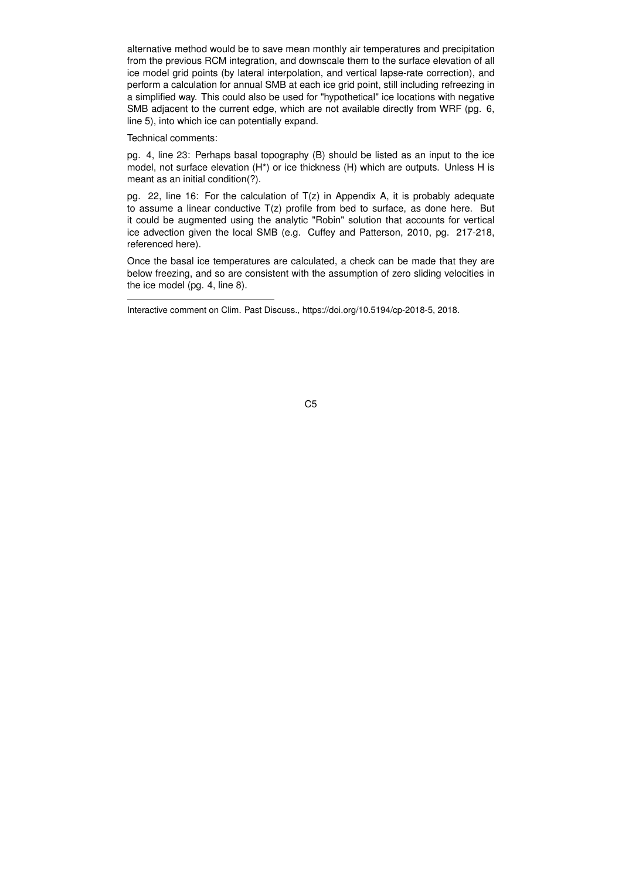alternative method would be to save mean monthly air temperatures and precipitation from the previous RCM integration, and downscale them to the surface elevation of all ice model grid points (by lateral interpolation, and vertical lapse-rate correction), and perform a calculation for annual SMB at each ice grid point, still including refreezing in a simplified way. This could also be used for "hypothetical" ice locations with negative SMB adjacent to the current edge, which are not available directly from WRF (pg. 6, line 5), into which ice can potentially expand.

Technical comments:

pg. 4, line 23: Perhaps basal topography (B) should be listed as an input to the ice model, not surface elevation ($H^*$) or ice thickness (H) which are outputs. Unless H is meant as an initial condition(?).

pg. 22, line 16: For the calculation of $T(z)$ in Appendix A, it is probably adequate to assume a linear conductive $T(z)$ profile from bed to surface, as done here. But it could be augmented using the analytic "Robin" solution that accounts for vertical ice advection given the local SMB (e.g. Cuffey and Patterson, 2010, pg. 217-218, referenced here).

Once the basal ice temperatures are calculated, a check can be made that they are below freezing, and so are consistent with the assumption of zero sliding velocities in the ice model (pg. 4, line 8).

---

Interactive comment on Clim. Past Discuss., https://doi.org/10.5194/cp-2018-5, 2018.